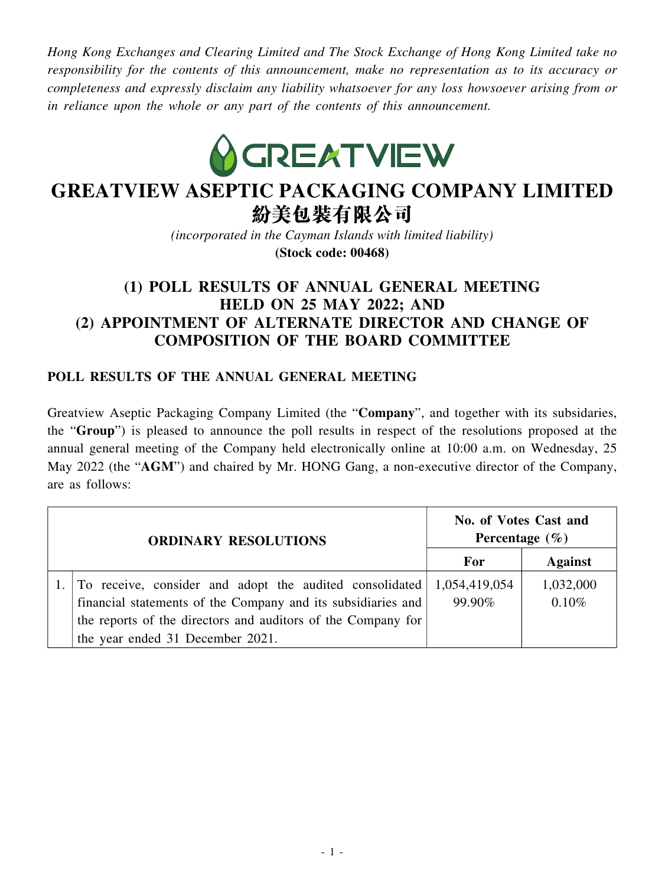*Hong Kong Exchanges and Clearing Limited and The Stock Exchange of Hong Kong Limited take no responsibility for the contents of this announcement, make no representation as to its accuracy or completeness and expressly disclaim any liability whatsoever for any loss howsoever arising from or in reliance upon the whole or any part of the contents of this announcement.*

# GREATVIEW ASEPTIC PACKAGING COMPANY LIMITED
# 紛美包裝有限公司

*(incorporated in the Cayman Islands with limited liability)*

**(Stock code: 00468)**

## (1) POLL RESULTS OF ANNUAL GENERAL MEETING HELD ON 25 MAY 2022; AND (2) APPOINTMENT OF ALTERNATE DIRECTOR AND CHANGE OF COMPOSITION OF THE BOARD COMMITTEE

### POLL RESULTS OF THE ANNUAL GENERAL MEETING

Greatview Aseptic Packaging Company Limited (the "**Company**", and together with its subsidaries, the "**Group**") is pleased to announce the poll results in respect of the resolutions proposed at the annual general meeting of the Company held electronically online at 10:00 a.m. on Wednesday, 25 May 2022 (the "**AGM**") and chaired by Mr. HONG Gang, a non-executive director of the Company, are as follows:

| | ORDINARY RESOLUTIONS | No. of Votes Cast and Percentage (%) | |
|---|---|---|---|
| | | **For** | **Against** |
| 1. | To receive, consider and adopt the audited consolidated financial statements of the Company and its subsidiaries and the reports of the directors and auditors of the Company for the year ended 31 December 2021. | 1,054,419,054<br>99.90% | 1,032,000<br>0.10% |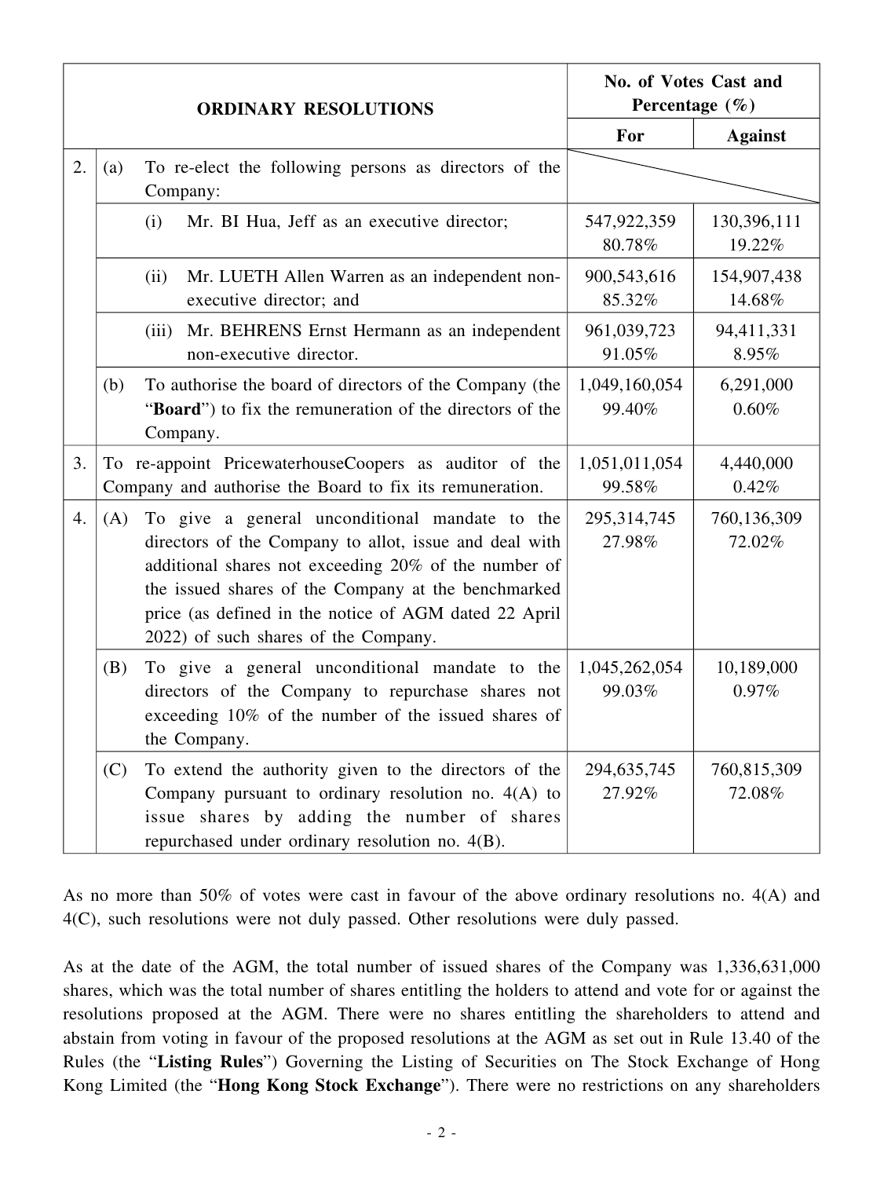| | | ORDINARY RESOLUTIONS | No. of Votes Cast and Percentage (%) | |
|---|---|---|---|---|
| | | | For | Against |
| 2. | (a) | To re-elect the following persons as directors of the Company: | | |
| | | (i) Mr. BI Hua, Jeff as an executive director; | 547,922,359 80.78% | 130,396,111 19.22% |
| | | (ii) Mr. LUETH Allen Warren as an independent non-executive director; and | 900,543,616 85.32% | 154,907,438 14.68% |
| | | (iii) Mr. BEHRENS Ernst Hermann as an independent non-executive director. | 961,039,723 91.05% | 94,411,331 8.95% |
| | (b) | To authorise the board of directors of the Company (the "**Board**") to fix the remuneration of the directors of the Company. | 1,049,160,054 99.40% | 6,291,000 0.60% |
| 3. | | To re-appoint PricewaterhouseCoopers as auditor of the Company and authorise the Board to fix its remuneration. | 1,051,011,054 99.58% | 4,440,000 0.42% |
| 4. | (A) | To give a general unconditional mandate to the directors of the Company to allot, issue and deal with additional shares not exceeding 20% of the number of the issued shares of the Company at the benchmarked price (as defined in the notice of AGM dated 22 April 2022) of such shares of the Company. | 295,314,745 27.98% | 760,136,309 72.02% |
| | (B) | To give a general unconditional mandate to the directors of the Company to repurchase shares not exceeding 10% of the number of the issued shares of the Company. | 1,045,262,054 99.03% | 10,189,000 0.97% |
| | (C) | To extend the authority given to the directors of the Company pursuant to ordinary resolution no. 4(A) to issue shares by adding the number of shares repurchased under ordinary resolution no. 4(B). | 294,635,745 27.92% | 760,815,309 72.08% |

As no more than 50% of votes were cast in favour of the above ordinary resolutions no. 4(A) and 4(C), such resolutions were not duly passed. Other resolutions were duly passed.

As at the date of the AGM, the total number of issued shares of the Company was 1,336,631,000 shares, which was the total number of shares entitling the holders to attend and vote for or against the resolutions proposed at the AGM. There were no shares entitling the shareholders to attend and abstain from voting in favour of the proposed resolutions at the AGM as set out in Rule 13.40 of the Rules (the "**Listing Rules**") Governing the Listing of Securities on The Stock Exchange of Hong Kong Limited (the "**Hong Kong Stock Exchange**"). There were no restrictions on any shareholders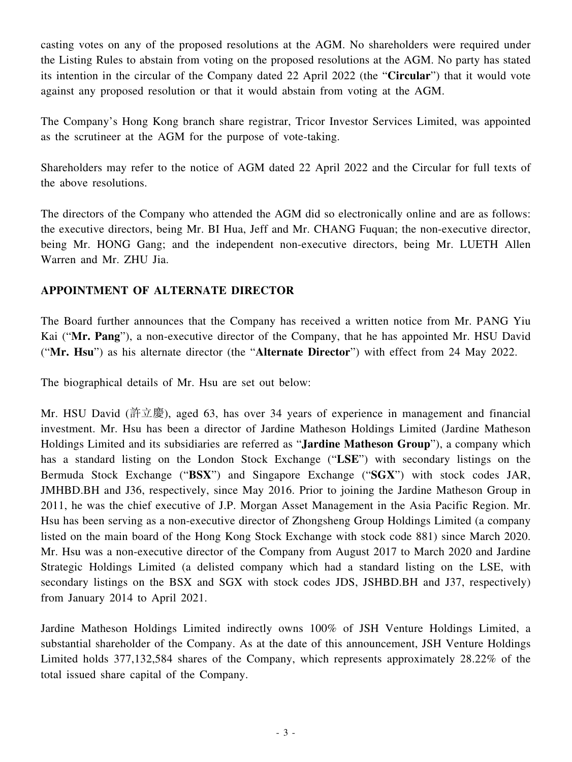casting votes on any of the proposed resolutions at the AGM. No shareholders were required under the Listing Rules to abstain from voting on the proposed resolutions at the AGM. No party has stated its intention in the circular of the Company dated 22 April 2022 (the "**Circular**") that it would vote against any proposed resolution or that it would abstain from voting at the AGM.

The Company's Hong Kong branch share registrar, Tricor Investor Services Limited, was appointed as the scrutineer at the AGM for the purpose of vote-taking.

Shareholders may refer to the notice of AGM dated 22 April 2022 and the Circular for full texts of the above resolutions.

The directors of the Company who attended the AGM did so electronically online and are as follows: the executive directors, being Mr. BI Hua, Jeff and Mr. CHANG Fuquan; the non-executive director, being Mr. HONG Gang; and the independent non-executive directors, being Mr. LUETH Allen Warren and Mr. ZHU Jia.

## APPOINTMENT OF ALTERNATE DIRECTOR

The Board further announces that the Company has received a written notice from Mr. PANG Yiu Kai ("**Mr. Pang**"), a non-executive director of the Company, that he has appointed Mr. HSU David ("**Mr. Hsu**") as his alternate director (the "**Alternate Director**") with effect from 24 May 2022.

The biographical details of Mr. Hsu are set out below:

Mr. HSU David (許立慶), aged 63, has over 34 years of experience in management and financial investment. Mr. Hsu has been a director of Jardine Matheson Holdings Limited (Jardine Matheson Holdings Limited and its subsidiaries are referred as "**Jardine Matheson Group**"), a company which has a standard listing on the London Stock Exchange ("**LSE**") with secondary listings on the Bermuda Stock Exchange ("**BSX**") and Singapore Exchange ("**SGX**") with stock codes JAR, JMHBD.BH and J36, respectively, since May 2016. Prior to joining the Jardine Matheson Group in 2011, he was the chief executive of J.P. Morgan Asset Management in the Asia Pacific Region. Mr. Hsu has been serving as a non-executive director of Zhongsheng Group Holdings Limited (a company listed on the main board of the Hong Kong Stock Exchange with stock code 881) since March 2020. Mr. Hsu was a non-executive director of the Company from August 2017 to March 2020 and Jardine Strategic Holdings Limited (a delisted company which had a standard listing on the LSE, with secondary listings on the BSX and SGX with stock codes JDS, JSHBD.BH and J37, respectively) from January 2014 to April 2021.

Jardine Matheson Holdings Limited indirectly owns 100% of JSH Venture Holdings Limited, a substantial shareholder of the Company. As at the date of this announcement, JSH Venture Holdings Limited holds 377,132,584 shares of the Company, which represents approximately 28.22% of the total issued share capital of the Company.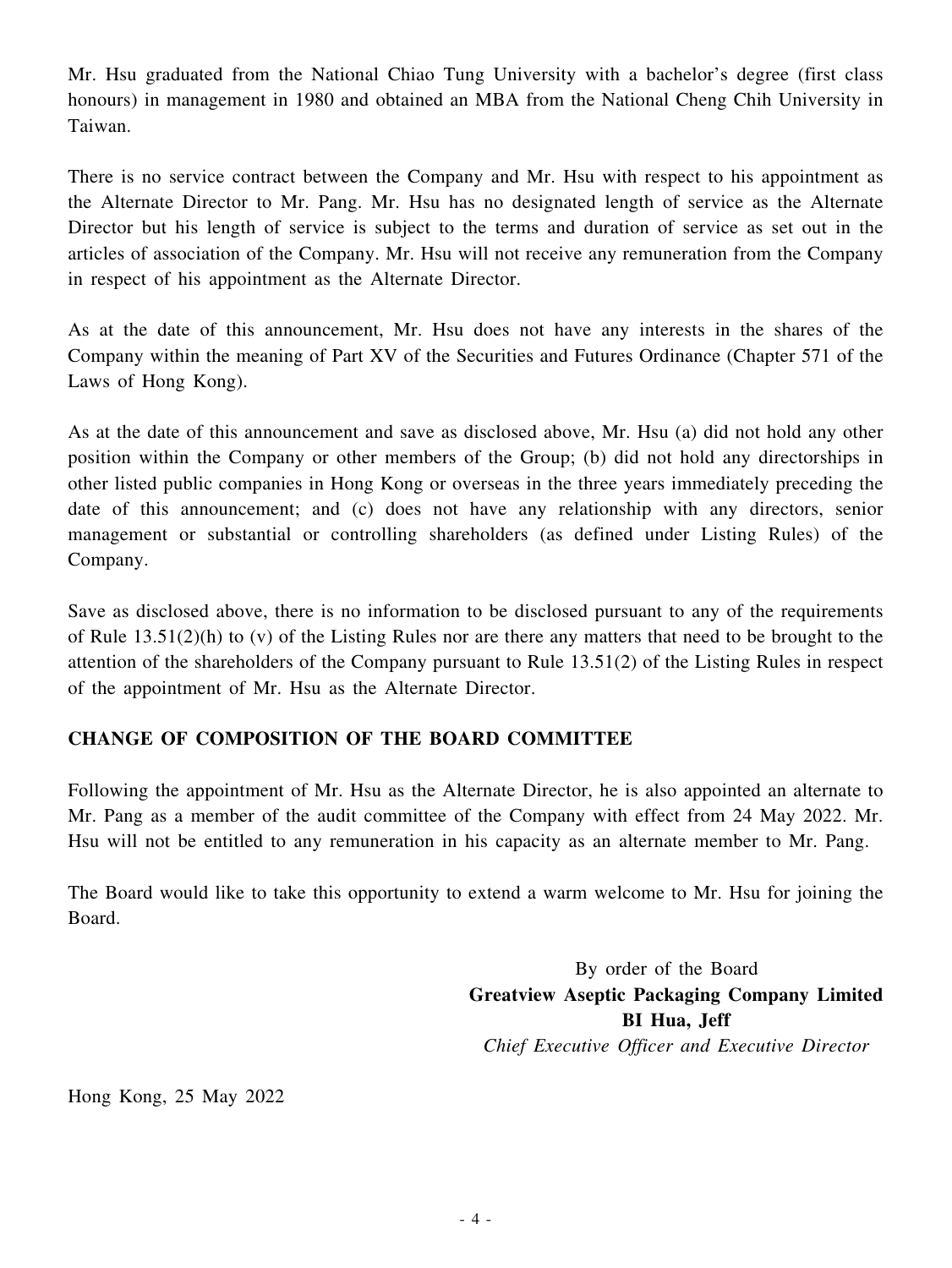Mr. Hsu graduated from the National Chiao Tung University with a bachelor's degree (first class honours) in management in 1980 and obtained an MBA from the National Cheng Chih University in Taiwan.

There is no service contract between the Company and Mr. Hsu with respect to his appointment as the Alternate Director to Mr. Pang. Mr. Hsu has no designated length of service as the Alternate Director but his length of service is subject to the terms and duration of service as set out in the articles of association of the Company. Mr. Hsu will not receive any remuneration from the Company in respect of his appointment as the Alternate Director.

As at the date of this announcement, Mr. Hsu does not have any interests in the shares of the Company within the meaning of Part XV of the Securities and Futures Ordinance (Chapter 571 of the Laws of Hong Kong).

As at the date of this announcement and save as disclosed above, Mr. Hsu (a) did not hold any other position within the Company or other members of the Group; (b) did not hold any directorships in other listed public companies in Hong Kong or overseas in the three years immediately preceding the date of this announcement; and (c) does not have any relationship with any directors, senior management or substantial or controlling shareholders (as defined under Listing Rules) of the Company.

Save as disclosed above, there is no information to be disclosed pursuant to any of the requirements of Rule 13.51(2)(h) to (v) of the Listing Rules nor are there any matters that need to be brought to the attention of the shareholders of the Company pursuant to Rule 13.51(2) of the Listing Rules in respect of the appointment of Mr. Hsu as the Alternate Director.

## CHANGE OF COMPOSITION OF THE BOARD COMMITTEE

Following the appointment of Mr. Hsu as the Alternate Director, he is also appointed an alternate to Mr. Pang as a member of the audit committee of the Company with effect from 24 May 2022. Mr. Hsu will not be entitled to any remuneration in his capacity as an alternate member to Mr. Pang.

The Board would like to take this opportunity to extend a warm welcome to Mr. Hsu for joining the Board.

By order of the Board
**Greatview Aseptic Packaging Company Limited**
**BI Hua, Jeff**
*Chief Executive Officer and Executive Director*

Hong Kong, 25 May 2022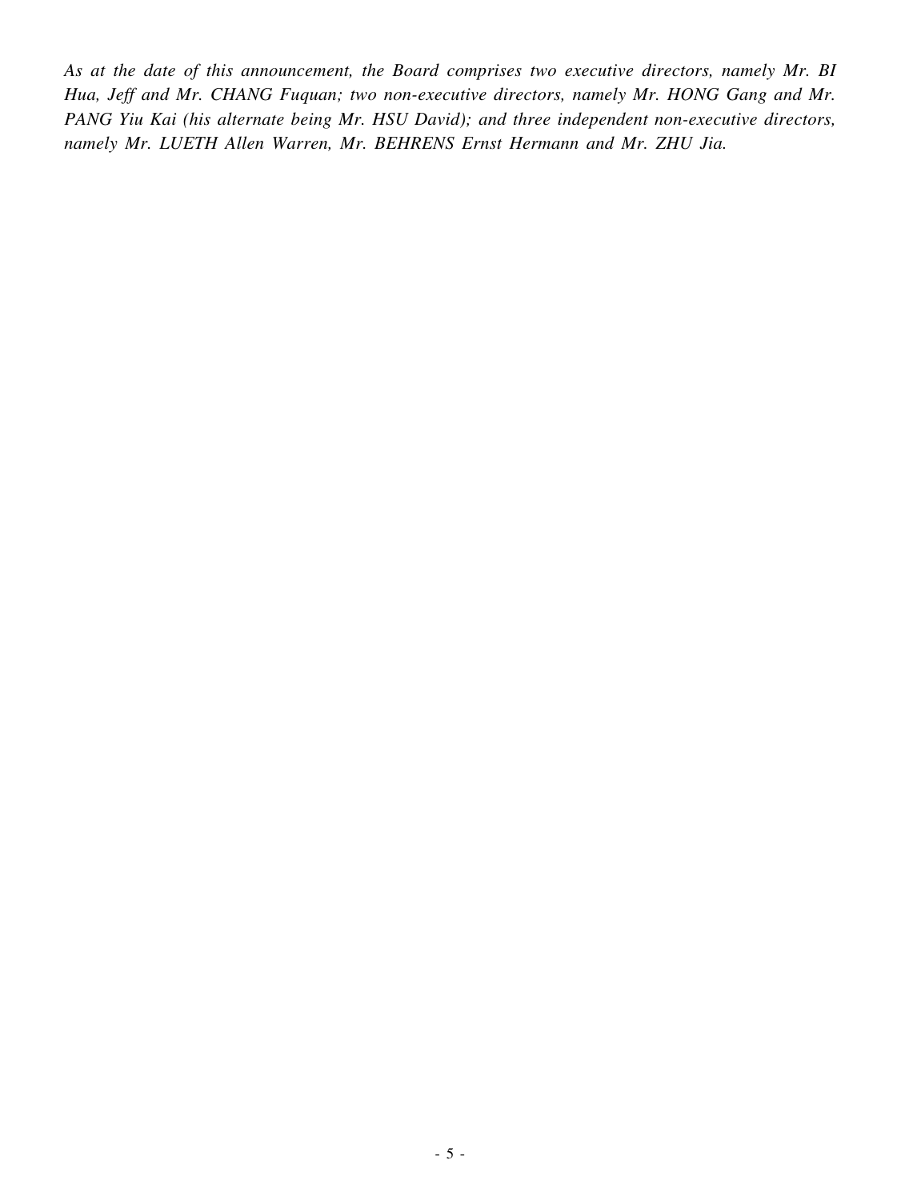*As at the date of this announcement, the Board comprises two executive directors, namely Mr. BI Hua, Jeff and Mr. CHANG Fuquan; two non-executive directors, namely Mr. HONG Gang and Mr. PANG Yiu Kai (his alternate being Mr. HSU David); and three independent non-executive directors, namely Mr. LUETH Allen Warren, Mr. BEHRENS Ernst Hermann and Mr. ZHU Jia.*